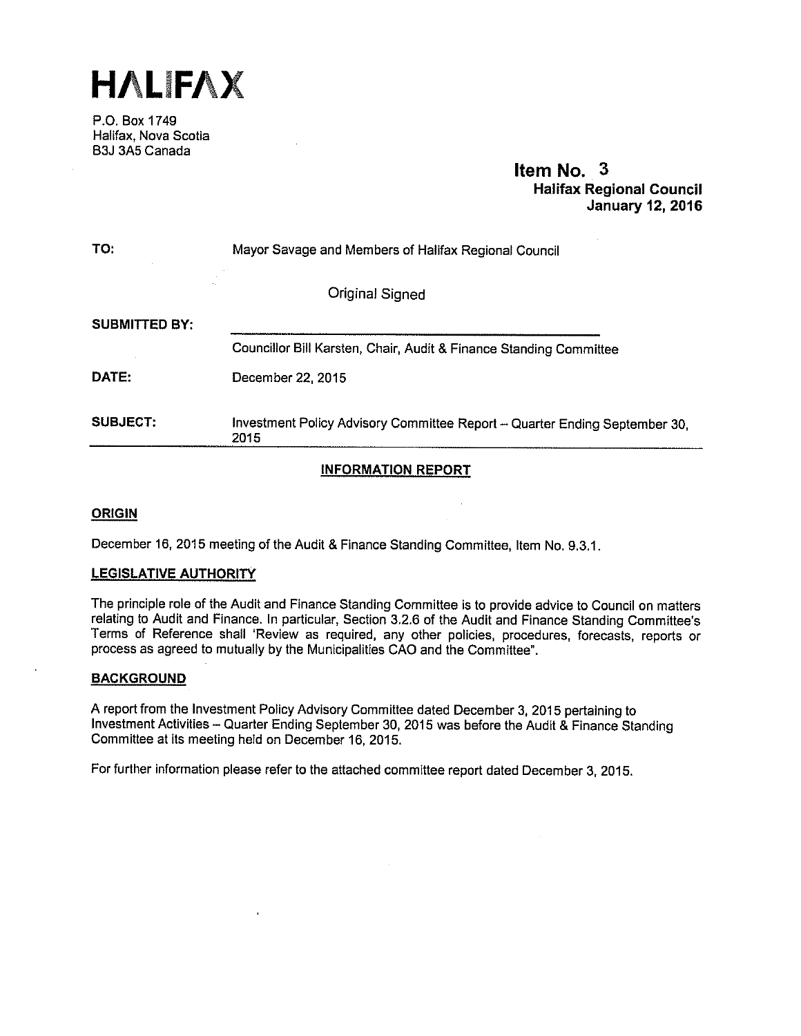# HALIFAX

P.O. Box 1749
Halifax, Nova Scotia
B3J 3A5 Canada

**Item No. 3**
**Halifax Regional Council**
**January 12, 2016**

| | |
|---|---|
| **TO:** | Mayor Savage and Members of Halifax Regional Council |
| | Original Signed |
| **SUBMITTED BY:** | Councillor Bill Karsten, Chair, Audit & Finance Standing Committee |
| **DATE:** | December 22, 2015 |
| **SUBJECT:** | Investment Policy Advisory Committee Report – Quarter Ending September 30, 2015 |

## INFORMATION REPORT

### ORIGIN

December 16, 2015 meeting of the Audit & Finance Standing Committee, Item No. 9.3.1.

### LEGISLATIVE AUTHORITY

The principle role of the Audit and Finance Standing Committee is to provide advice to Council on matters relating to Audit and Finance. In particular, Section 3.2.6 of the Audit and Finance Standing Committee's Terms of Reference shall 'Review as required, any other policies, procedures, forecasts, reports or process as agreed to mutually by the Municipalities CAO and the Committee".

### BACKGROUND

A report from the Investment Policy Advisory Committee dated December 3, 2015 pertaining to Investment Activities – Quarter Ending September 30, 2015 was before the Audit & Finance Standing Committee at its meeting held on December 16, 2015.

For further information please refer to the attached committee report dated December 3, 2015.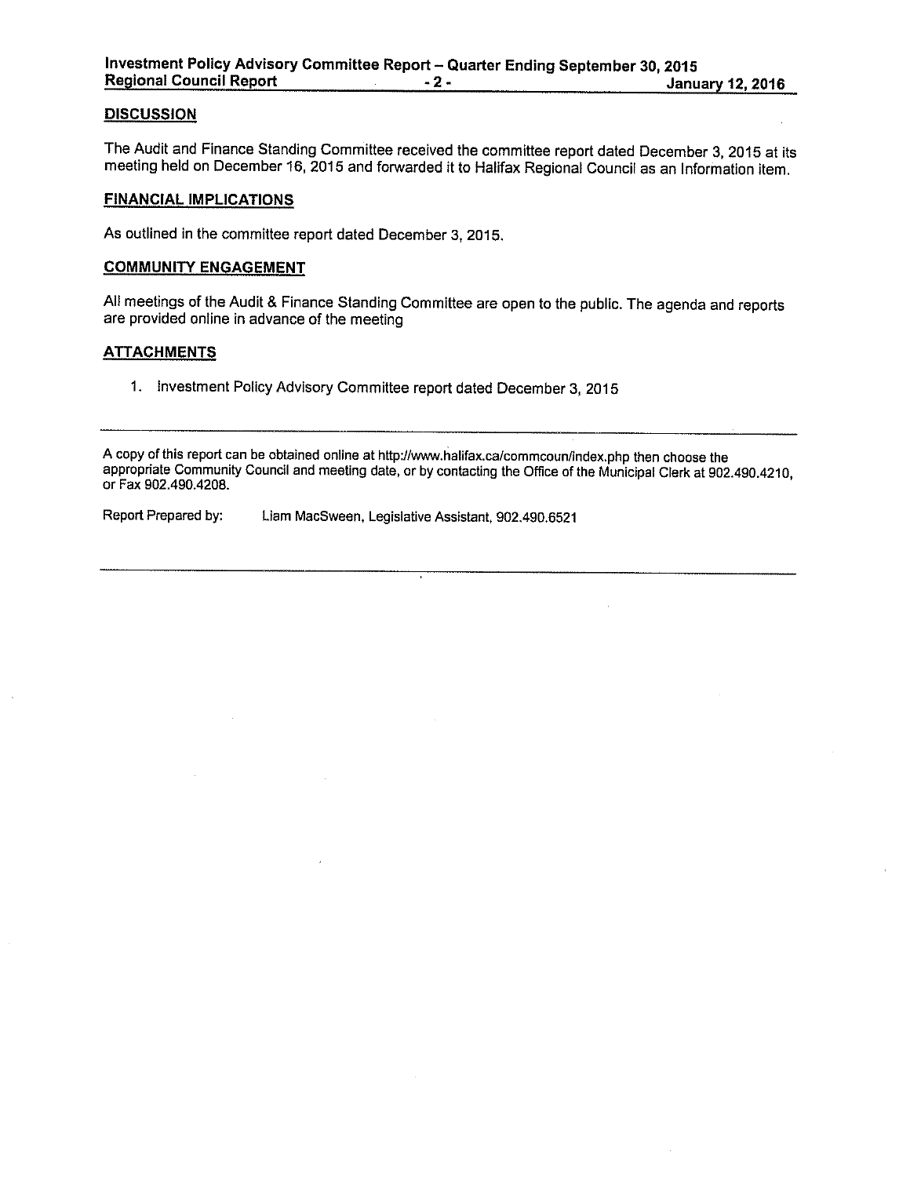## DISCUSSION

The Audit and Finance Standing Committee received the committee report dated December 3, 2015 at its meeting held on December 16, 2015 and forwarded it to Halifax Regional Council as an Information item.

## FINANCIAL IMPLICATIONS

As outlined in the committee report dated December 3, 2015.

## COMMUNITY ENGAGEMENT

All meetings of the Audit & Finance Standing Committee are open to the public. The agenda and reports are provided online in advance of the meeting

## ATTACHMENTS

1. Investment Policy Advisory Committee report dated December 3, 2015

---

A copy of this report can be obtained online at http://www.halifax.ca/commcoun/index.php then choose the appropriate Community Council and meeting date, or by contacting the Office of the Municipal Clerk at 902.490.4210, or Fax 902.490.4208.

Report Prepared by: Liam MacSween, Legislative Assistant, 902.490.6521

---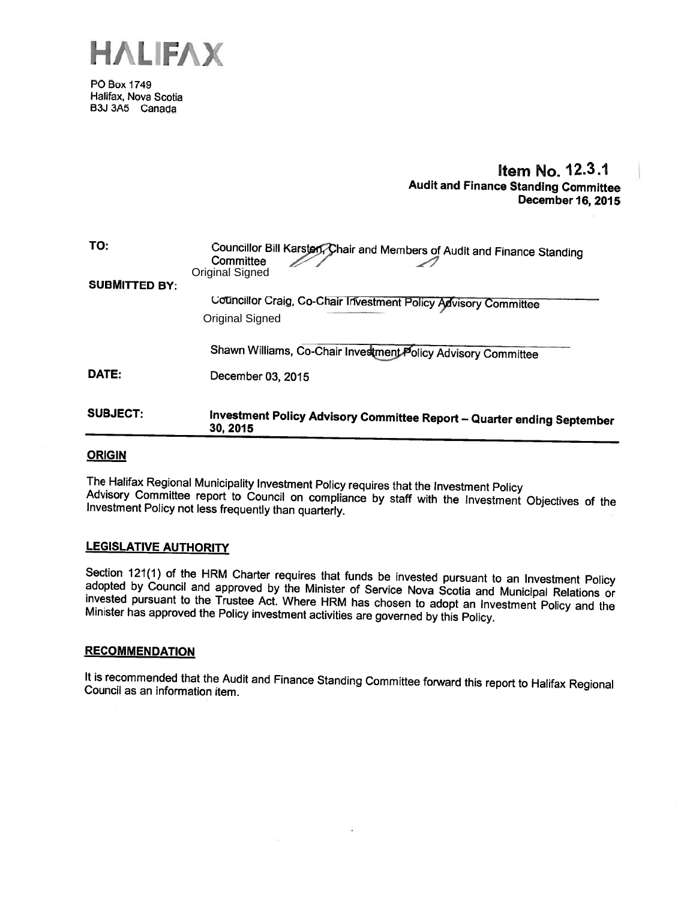# HALIFAX

PO Box 1749
Halifax, Nova Scotia
B3J 3A5 Canada

**Item No. 12.3.1**
**Audit and Finance Standing Committee**
**December 16, 2015**

**TO:** Councillor Bill Karsten, Chair and Members of Audit and Finance Standing Committee

Original Signed

**SUBMITTED BY:**

Councillor Craig, Co-Chair Investment Policy Advisory Committee

Original Signed

Shawn Williams, Co-Chair Investment Policy Advisory Committee

**DATE:** December 03, 2015

**SUBJECT:** **Investment Policy Advisory Committee Report – Quarter ending September 30, 2015**

## ORIGIN

The Halifax Regional Municipality Investment Policy requires that the Investment Policy Advisory Committee report to Council on compliance by staff with the Investment Objectives of the Investment Policy not less frequently than quarterly.

## LEGISLATIVE AUTHORITY

Section 121(1) of the HRM Charter requires that funds be invested pursuant to an Investment Policy adopted by Council and approved by the Minister of Service Nova Scotia and Municipal Relations or invested pursuant to the Trustee Act. Where HRM has chosen to adopt an Investment Policy and the Minister has approved the Policy investment activities are governed by this Policy.

## RECOMMENDATION

It is recommended that the Audit and Finance Standing Committee forward this report to Halifax Regional Council as an information item.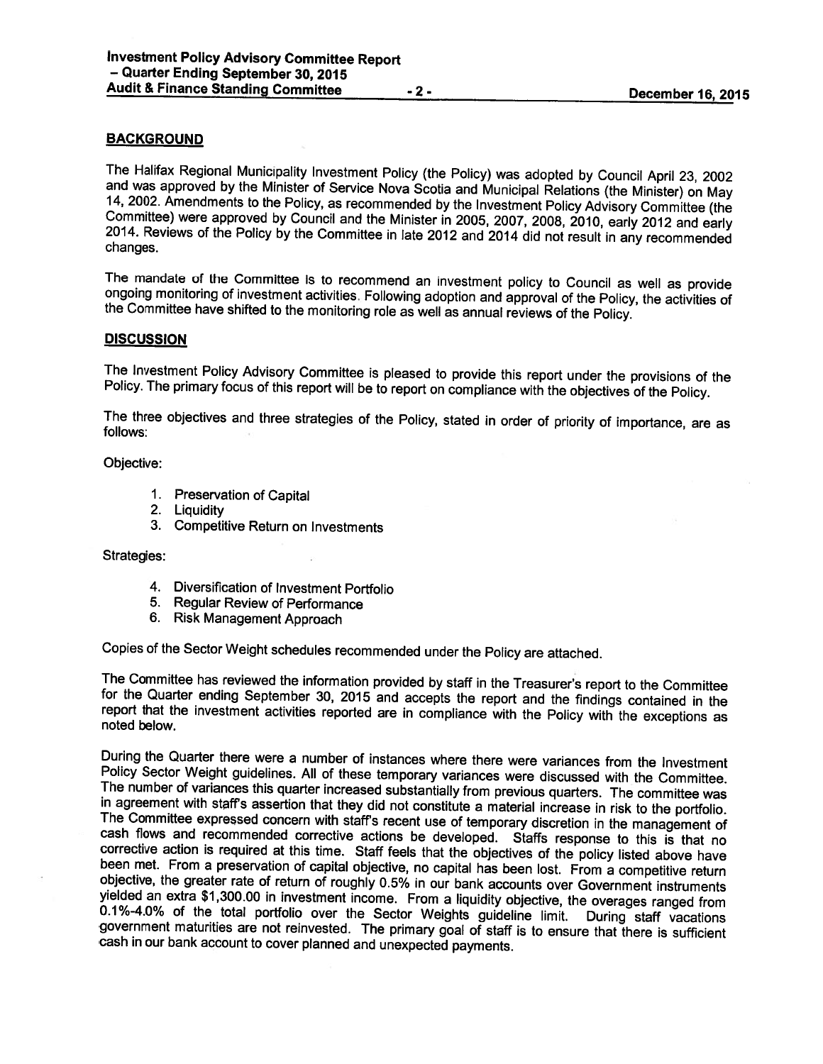## BACKGROUND

The Halifax Regional Municipality Investment Policy (the Policy) was adopted by Council April 23, 2002 and was approved by the Minister of Service Nova Scotia and Municipal Relations (the Minister) on May 14, 2002. Amendments to the Policy, as recommended by the Investment Policy Advisory Committee (the Committee) were approved by Council and the Minister in 2005, 2007, 2008, 2010, early 2012 and early 2014. Reviews of the Policy by the Committee in late 2012 and 2014 did not result in any recommended changes.

The mandate of the Committee is to recommend an investment policy to Council as well as provide ongoing monitoring of investment activities. Following adoption and approval of the Policy, the activities of the Committee have shifted to the monitoring role as well as annual reviews of the Policy.

## DISCUSSION

The Investment Policy Advisory Committee is pleased to provide this report under the provisions of the Policy. The primary focus of this report will be to report on compliance with the objectives of the Policy.

The three objectives and three strategies of the Policy, stated in order of priority of importance, are as follows:

Objective:

1. Preservation of Capital
2. Liquidity
3. Competitive Return on Investments

Strategies:

4. Diversification of Investment Portfolio
5. Regular Review of Performance
6. Risk Management Approach

Copies of the Sector Weight schedules recommended under the Policy are attached.

The Committee has reviewed the information provided by staff in the Treasurer's report to the Committee for the Quarter ending September 30, 2015 and accepts the report and the findings contained in the report that the investment activities reported are in compliance with the Policy with the exceptions as noted below.

During the Quarter there were a number of instances where there were variances from the Investment Policy Sector Weight guidelines. All of these temporary variances were discussed with the Committee. The number of variances this quarter increased substantially from previous quarters. The committee was in agreement with staff's assertion that they did not constitute a material increase in risk to the portfolio. The Committee expressed concern with staff's recent use of temporary discretion in the management of cash flows and recommended corrective actions be developed. Staffs response to this is that no corrective action is required at this time. Staff feels that the objectives of the policy listed above have been met. From a preservation of capital objective, no capital has been lost. From a competitive return objective, the greater rate of return of roughly 0.5% in our bank accounts over Government instruments yielded an extra $1,300.00 in investment income. From a liquidity objective, the overages ranged from 0.1%-4.0% of the total portfolio over the Sector Weights guideline limit. During staff vacations government maturities are not reinvested. The primary goal of staff is to ensure that there is sufficient cash in our bank account to cover planned and unexpected payments.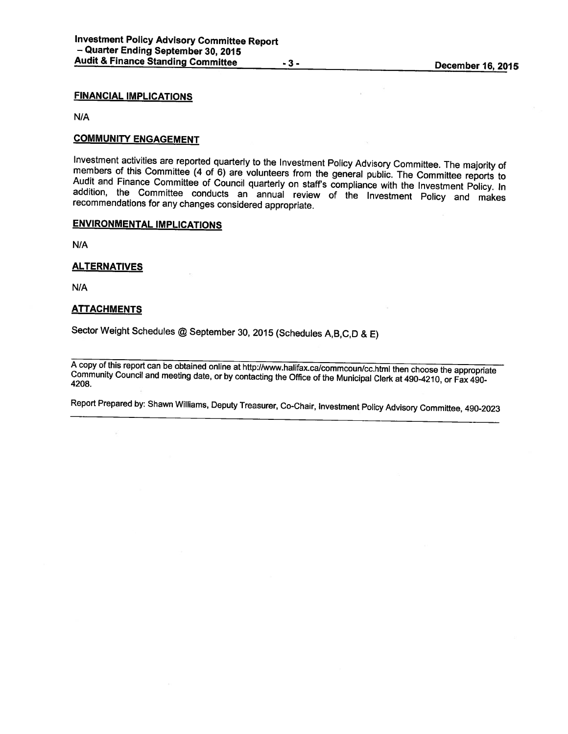## FINANCIAL IMPLICATIONS

N/A

## COMMUNITY ENGAGEMENT

Investment activities are reported quarterly to the Investment Policy Advisory Committee. The majority of members of this Committee (4 of 6) are volunteers from the general public. The Committee reports to Audit and Finance Committee of Council quarterly on staff's compliance with the Investment Policy. In addition, the Committee conducts an annual review of the Investment Policy and makes recommendations for any changes considered appropriate.

## ENVIRONMENTAL IMPLICATIONS

N/A

## ALTERNATIVES

N/A

## ATTACHMENTS

Sector Weight Schedules @ September 30, 2015 (Schedules A,B,C,D & E)

---

A copy of this report can be obtained online at http://www.halifax.ca/commcoun/cc.html then choose the appropriate Community Council and meeting date, or by contacting the Office of the Municipal Clerk at 490-4210, or Fax 490-4208.

Report Prepared by: Shawn Williams, Deputy Treasurer, Co-Chair, Investment Policy Advisory Committee, 490-2023

---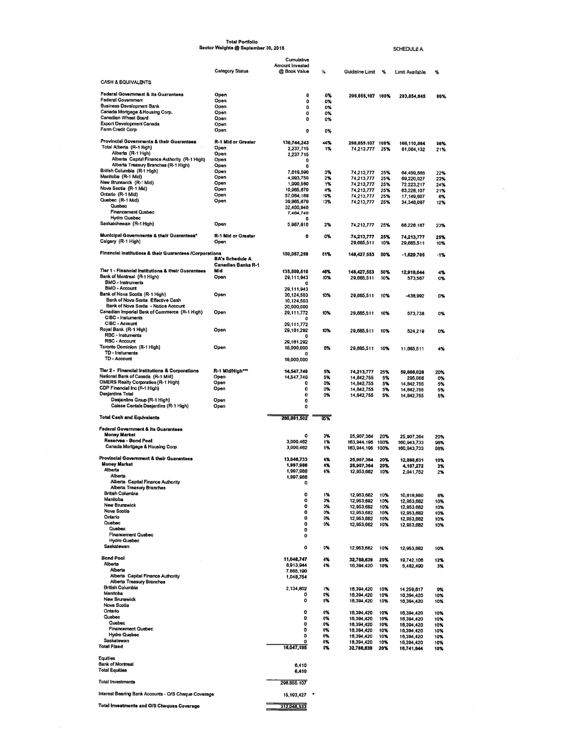**Total Portfolio**
**Sector Weights @ September 30, 2015**

SCHEDULE A

| | Category Status | Cumulative Amount Invested @ Book Value | % | Guideline Limit | % | Limit Available | % |
|---|---|---|---|---|---|---|---|
| **CASH & EQUIVALENTS** | | | | | | | |
| **Federal Government & its Guarantees** | Open | 0 | 0% | 296,855,107 | 100% | 293,854,645 | 99% |
| Federal Government | Open | 0 | 0% | | | | |
| Business Development Bank | Open | 0 | 0% | | | | |
| Canada Mortgage & Housing Corp. | Open | 0 | 0% | | | | |
| Canadian Wheat Board | Open | 0 | 0% | | | | |
| Export Development Canada | Open | | | | | | |
| Farm Credit Corp | Open | 0 | 0% | | | | |
| **Provincial Governments & their Guarantees** | R-1 Mid or Greater | 130,744,243 | 44% | 296,855,107 | 100% | 166,110,864 | 56% |
| Total Alberta (R-1 High) | Open | 2,237,715 | 1% | 74,213,777 | 25% | 61,064,132 | 21% |
| Alberta (R-1 High) | Open | 2,237,715 | | | | | |
| Alberta Capital Finance Authority (R-1 High) | Open | 0 | | | | | |
| Alberta Treasury Branches (R-1 High) | Open | 0 | | | | | |
| British Columbia (R-1 High) | Open | 7,619,090 | 3% | 74,213,777 | 25% | 64,459,885 | 22% |
| Manitoba (R-1 Mid) | Open | 4,993,750 | 2% | 74,213,777 | 25% | 69,220,027 | 23% |
| New Brunswick (R-1 Mid) | Open | 1,990,560 | 1% | 74,213,777 | 25% | 72,223,217 | 24% |
| Nova Scotia (R-1 Mid) | Open | 10,985,670 | 4% | 74,213,777 | 25% | 63,228,107 | 21% |
| Ontario (R-1 Mid) | Open | 57,064,169 | 19% | 74,213,777 | 25% | 17,149,607 | 6% |
| Quebec (R-1 Mid) | Open | 39,865,679 | 13% | 74,213,777 | 25% | 34,348,097 | 12% |
| Quebec | | 32,400,940 | | | | | |
| Financement Quebec | | 7,464,740 | | | | | |
| Hydro Quebec | | 0 | | | | | |
| Saskatchewan (R-1 High) | Open | 5,987,610 | 2% | 74,213,777 | 25% | 68,226,167 | 23% |
| **Municipal Governments & their Guarantees*** | R-1 Mid or Greater | 0 | 0% | 74,213,777 | 25% | 74,213,777 | 25% |
| Calgary (R-1 High) | Open | | | 29,685,511 | 10% | 29,685,511 | 10% |
| **Financial Institutions & their Guarantees /Corporations** | | 150,057,259 | 51% | 148,427,553 | 50% | -1,629,705 | -1% |
| **Tier 1 - Financial Institutions & their Guarantees** | BA's Schedule A Canadian Banks R-1 Mid | 135,509,510 | 46% | 148,427,553 | 50% | 12,918,044 | 4% |
| Bank of Montreal (R-1 High) | Open | 29,111,943 | 10% | 29,685,511 | 10% | 573,567 | 0% |
| BMO - Instruments | | 0 | | | | | |
| BMO - Account | | 29,111,943 | | | | | |
| Bank of Nova Scotia (R-1 High) | Open | 30,124,503 | 10% | 29,685,511 | 10% | -438,992 | 0% |
| Bank of Nova Scotia Effective Cash | | 10,124,503 | | | | | |
| Bank of Nova Scotia - Notice Account | | 20,000,000 | | | | | |
| Canadian Imperial Bank of Commerce (R-1 High) | Open | 29,111,772 | 10% | 29,685,511 | 10% | 573,738 | 0% |
| CIBC - Instuments | | 0 | | | | | |
| CIBC - Account | | 29,111,772 | | | | | |
| Royal Bank (R-1 High) | Open | 29,161,292 | 10% | 29,685,511 | 10% | 524,219 | 0% |
| RBC - Instuments | | 0 | | | | | |
| RBC - Account | | 29,161,292 | | | | | |
| Toronto Dominion (R-1 High) | Open | 18,000,000 | 6% | 29,685,511 | 10% | 11,685,511 | 4% |
| TD - Instuments | | 0 | | | | | |
| TD - Account | | 18,000,000 | | | | | |
| **Tier 2 - Financial Institutions & Corporations** | R-1 Mid/High*** | 14,547,749 | 5% | 74,213,777 | 25% | 59,666,028 | 20% |
| National Bank of Canada (R-1 Mid) | Open | 14,547,749 | 5% | 14,842,755 | 5% | 295,006 | 0% |
| OMERS Realty Corporation (R-1 High) | Open | 0 | 0% | 14,842,755 | 5% | 14,842,755 | 5% |
| CDP Financial Inc (R-1 High) | Open | 0 | 0% | 14,842,755 | 5% | 14,842,755 | 5% |
| Desjardins Total | | 0 | 0% | 14,842,755 | 5% | 14,842,755 | 5% |
| Desjardins Group (R-1 High) | Open | 0 | | | | | |
| Caisse Centale Desjardins (R-1 High) | Open | 0 | | | | | |
| **Total Cash and Equivalents** | | 280,801,502 | 95% | | | | |
| **Federal Government & its Guarantees** | | | | | | | |
| **Money Market** | | 0 | 0% | 25,907,364 | 20% | 25,907,364 | 20% |
| **Reserves - Bond Pool** | | 3,000,462 | 1% | 163,944,195 | 100% | 160,943,733 | 98% |
| Canada Mortgage & Housing Corp | | 3,000,462 | 1% | 163,944,195 | 100% | 160,943,733 | 98% |
| **Provincial Government & their Guarantees** | | 13,046,733 | 4% | 25,907,364 | 20% | 12,860,631 | 10% |
| **Money Market** | | 1,997,986 | 4% | 25,907,364 | 20% | 4,167,272 | 3% |
| Alberta | | 1,997,986 | 4% | 12,953,682 | 10% | 2,041,752 | 2% |
| Alberta | | 1,997,986 | | | | | |
| Alberta Capital Finance Authority | | 0 | | | | | |
| Alberta Treasury Branches | | | | | | | |
| British Columbia | | 0 | 1% | 12,953,682 | 10% | 10,818,880 | 8% |
| Manitoba | | 0 | 0% | 12,953,682 | 10% | 12,953,682 | 10% |
| New Brunswick | | 0 | 0% | 12,953,682 | 10% | 12,953,682 | 10% |
| Nova Scotia | | 0 | 0% | 12,953,682 | 10% | 12,953,682 | 10% |
| Ontario | | 0 | 0% | 12,953,682 | 10% | 12,953,682 | 10% |
| Quebec | | 0 | 0% | 12,953,682 | 10% | 12,953,682 | 10% |
| Quebec | | 0 | | | | | |
| Financement Quebec | | 0 | | | | | |
| Hydro Quebec | | | | | | | |
| Saskatewan | | 0 | 0% | 12,953,682 | 10% | 12,953,682 | 10% |
| **Bond Pool** | | 11,048,747 | 4% | 32,788,839 | 20% | 19,742,106 | 12% |
| Alberta | | 8,913,944 | 4% | 16,394,420 | 10% | 5,482,490 | 3% |
| Alberta | | 7,865,190 | | | | | |
| Alberta Capital Finance Authority | | 1,048,754 | | | | | |
| Alberta Treasury Branches | | | | | | | |
| British Columbia | | 2,134,802 | 1% | 16,394,420 | 10% | 14,259,617 | 9% |
| Manitoba | | 0 | 0% | 16,394,420 | 10% | 16,394,420 | 10% |
| New Brunswick | | 0 | 0% | 16,394,420 | 10% | 16,394,420 | 10% |
| Nova Scotia | | | | | | | |
| Ontario | | 0 | 0% | 16,394,420 | 10% | 16,394,420 | 10% |
| Quebec | | 0 | 0% | 16,394,420 | 10% | 16,394,420 | 10% |
| Quebec | | 0 | 0% | 16,394,420 | 10% | 16,394,420 | 10% |
| Financement Quebec | | 0 | 0% | 16,394,420 | 10% | 16,394,420 | 10% |
| Hydro Quebec | | 0 | 0% | 16,394,420 | 10% | 16,394,420 | 10% |
| Saskatewan | | 0 | 0% | 16,394,420 | 10% | 16,394,420 | 10% |
| **Total Fixed** | | 16,047,195 | 5% | 32,788,839 | 20% | 16,741,644 | 10% |
| Equities | | | | | | | |
| Bank of Montreal | | 6,410 | | | | | |
| Total Equities | | 6,410 | | | | | |
| Total Investments | | 296,855,107 | | | | | |
| Interest Bearing Bank Accounts - O/S Cheque Coverage | | 15,193,427 * | | | | | |
| **Total Investments and O/S Cheques Coverage** | | 312,048,533 | | | | | |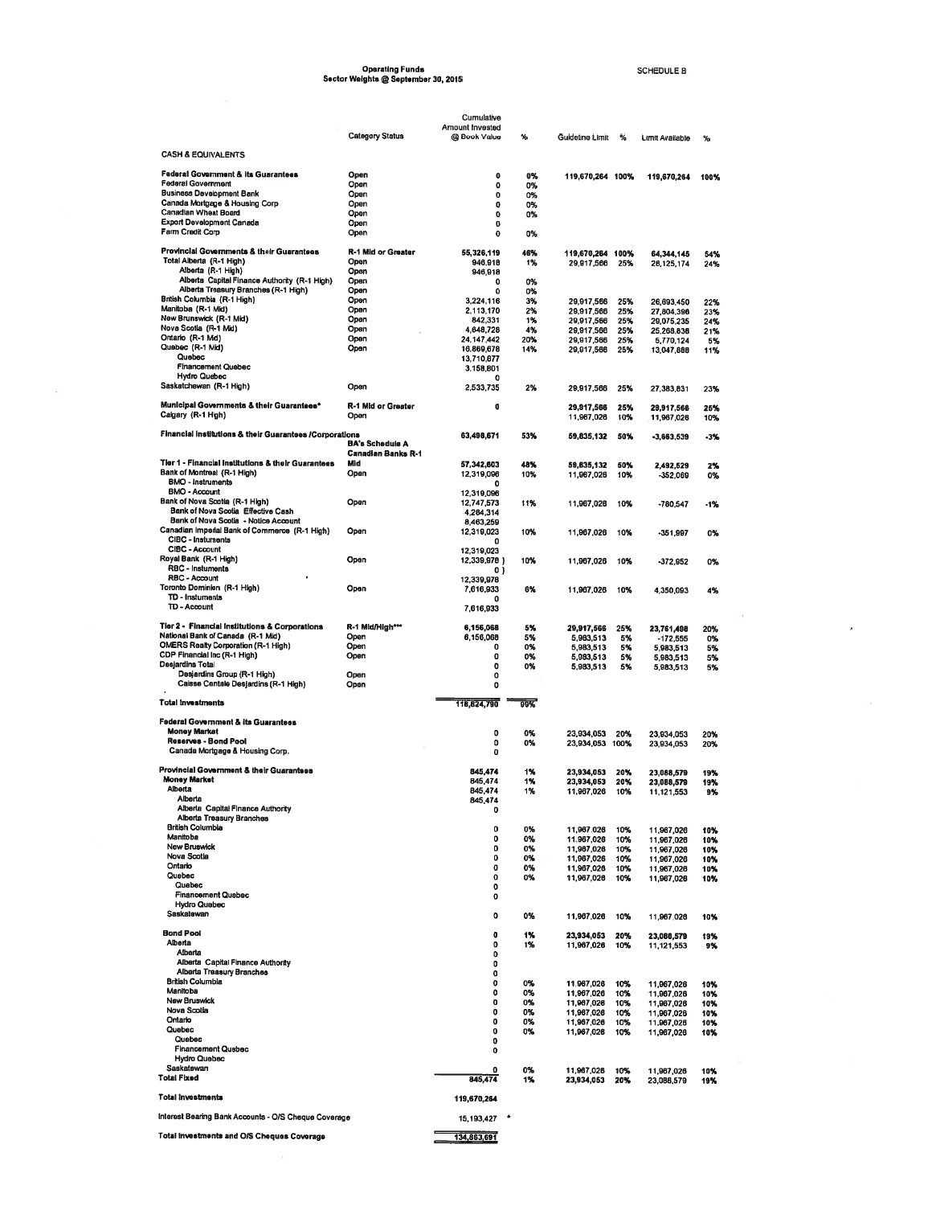# Operating Funds
## Sector Weights @ September 30, 2015

SCHEDULE B

| | Category Status | Cumulative Amount Invested @ Book Value | % | Guideline Limit | % | Limit Available | % |
|---|---|---|---|---|---|---|---|
| **CASH & EQUIVALENTS** | | | | | | | |
| **Federal Government & its Guarantees** | Open | 0 | 0% | 119,670,264 | 100% | 119,670,264 | 100% |
| Federal Government | Open | 0 | 0% | | | | |
| Business Development Bank | Open | 0 | 0% | | | | |
| Canada Mortgage & Housing Corp | Open | 0 | 0% | | | | |
| Canadian Wheat Board | Open | 0 | 0% | | | | |
| Export Development Canada | Open | 0 | | | | | |
| Farm Credit Corp | Open | 0 | 0% | | | | |
| **Provincial Governments & their Guarantees** | R-1 Mid or Greater | 55,326,119 | 46% | 119,670,264 | 100% | 64,344,145 | 54% |
| Total Alberta (R-1 High) | Open | 946,918 | 1% | 29,917,566 | 25% | 28,125,174 | 24% |
| Alberta (R-1 High) | Open | 946,918 | | | | | |
| Alberta Capital Finance Authority (R-1 High) | Open | 0 | 0% | | | | |
| Alberta Treasury Branches (R-1 High) | Open | 0 | 0% | | | | |
| British Columbia (R-1 High) | Open | 3,224,116 | 3% | 29,917,566 | 25% | 26,693,450 | 22% |
| Manitoba (R-1 Mid) | Open | 2,113,170 | 2% | 29,917,566 | 25% | 27,804,396 | 23% |
| New Brunswick (R-1 Mid) | Open | 842,331 | 1% | 29,917,566 | 25% | 29,075,235 | 24% |
| Nova Scotia (R-1 Mid) | Open | 4,648,728 | 4% | 29,917,566 | 25% | 25,268,838 | 21% |
| Ontario (R-1 Mid) | Open | 24,147,442 | 20% | 29,917,566 | 25% | 5,770,124 | 5% |
| Quebec (R-1 Mid) | Open | 16,869,678 | 14% | 29,917,566 | 25% | 13,047,888 | 11% |
| Quebec | | 13,710,677 | | | | | |
| Financement Quebec | | 3,158,801 | | | | | |
| Hydro Quebec | | 0 | | | | | |
| Saskatchewan (R-1 High) | Open | 2,533,735 | 2% | 29,917,566 | 25% | 27,383,831 | 23% |
| **Municipal Governments & their Guarantees*** | R-1 Mid or Greater | 0 | | 29,917,566 | 25% | 29,917,566 | 25% |
| Calgary (R-1 High) | Open | | | 11,967,026 | 10% | 11,967,026 | 10% |
| **Financial Institutions & their Guarantees /Corporations** | BA's Schedule A Canadian Banks R-1 | 63,498,671 | 53% | 59,835,132 | 50% | -3,663,539 | -3% |
| **Tier 1 - Financial Institutions & their Guarantees** | Mid | 57,342,603 | 48% | 59,835,132 | 50% | 2,492,529 | 2% |
| Bank of Montreal (R-1 High) | Open | 12,319,096 | 10% | 11,967,026 | 10% | -352,069 | 0% |
| BMO - Instruments | | 0 | | | | | |
| BMO - Account | | 12,319,096 | | | | | |
| Bank of Nova Scotia (R-1 High) | Open | 12,747,573 | 11% | 11,967,026 | 10% | -780,547 | -1% |
| Bank of Nova Scotia Effective Cash | | 4,284,314 | | | | | |
| Bank of Nova Scotia - Notice Account | | 8,463,259 | | | | | |
| Canadian Imperial Bank of Commerce (R-1 High) | Open | 12,319,023 | 10% | 11,967,026 | 10% | -351,997 | 0% |
| CIBC - Insturnents | | 0 | | | | | |
| CIBC - Account | | 12,319,023 | | | | | |
| Royal Bank (R-1 High) | Open | 12,339,978 } | 10% | 11,967,026 | 10% | -372,952 | 0% |
| RBC - Instuments | | 0 } | | | | | |
| RBC - Account | | 12,339,978 | | | | | |
| Toronto Dominion (R-1 High) | Open | 7,616,933 | 6% | 11,967,026 | 10% | 4,350,093 | 4% |
| TD - Instuments | | 0 | | | | | |
| TD - Account | | 7,616,933 | | | | | |
| **Tier 2 - Financial Institutions & Corporations** | R-1 Mid/High*** | 6,156,068 | 5% | 29,917,566 | 25% | 23,761,498 | 20% |
| National Bank of Canada (R-1 Mid) | Open | 6,156,068 | 5% | 5,983,513 | 5% | -172,555 | 0% |
| OMERS Realty Corporation (R-1 High) | Open | 0 | 0% | 5,983,513 | 5% | 5,983,513 | 5% |
| CDP Financial Inc (R-1 High) | Open | 0 | 0% | 5,983,513 | 5% | 5,983,513 | 5% |
| Desjardins Total | | 0 | 0% | 5,983,513 | 5% | 5,983,513 | 5% |
| Desjardins Group (R-1 High) | Open | 0 | | | | | |
| Caisse Centale Desjardins (R-1 High) | Open | 0 | | | | | |
| **Total Investments** | | 118,824,790 | 99% | | | | |
| **Federal Government & its Guarantees** | | | | | | | |
| **Money Market** | | 0 | 0% | 23,934,053 | 20% | 23,934,053 | 20% |
| **Reserves - Bond Pool** | | 0 | 0% | 23,934,053 | 100% | 23,934,053 | 20% |
| Canada Mortgage & Housing Corp. | | 0 | | | | | |
| **Provincial Government & their Guarantees** | | 845,474 | 1% | 23,934,053 | 20% | 23,088,579 | 19% |
| **Money Market** | | 845,474 | 1% | 23,934,053 | 20% | 23,088,579 | 19% |
| Alberta | | 845,474 | 1% | 11,967,026 | 10% | 11,121,553 | 9% |
| Alberta | | 845,474 | | | | | |
| Alberta Capital Finance Authority | | 0 | | | | | |
| Alberta Treasury Branches | | | | | | | |
| British Columbia | | 0 | 0% | 11,967,026 | 10% | 11,967,026 | 10% |
| Manitoba | | 0 | 0% | 11,967,026 | 10% | 11,967,026 | 10% |
| New Bruswick | | 0 | 0% | 11,967,026 | 10% | 11,967,026 | 10% |
| Nova Scotia | | 0 | 0% | 11,967,026 | 10% | 11,967,026 | 10% |
| Ontario | | 0 | 0% | 11,967,026 | 10% | 11,967,026 | 10% |
| Quebec | | 0 | 0% | 11,967,026 | 10% | 11,967,026 | 10% |
| Quebec | | 0 | | | | | |
| Financement Quebec | | 0 | | | | | |
| Hydro Quebec | | | | | | | |
| Saskatewan | | 0 | 0% | 11,967,026 | 10% | 11,967,026 | 10% |
| **Bond Pool** | | 0 | 1% | 23,934,053 | 20% | 23,088,579 | 19% |
| Alberta | | 0 | 1% | 11,967,026 | 10% | 11,121,553 | 9% |
| Alberta | | 0 | | | | | |
| Alberta Capital Finance Authority | | 0 | | | | | |
| Alberta Treasury Branches | | 0 | | | | | |
| British Columbia | | 0 | 0% | 11,967,026 | 10% | 11,967,026 | 10% |
| Manitoba | | 0 | 0% | 11,967,026 | 10% | 11,967,026 | 10% |
| New Bruswick | | 0 | 0% | 11,967,026 | 10% | 11,967,026 | 10% |
| Nova Scotia | | 0 | 0% | 11,967,026 | 10% | 11,967,026 | 10% |
| Ontario | | 0 | 0% | 11,967,026 | 10% | 11,967,026 | 10% |
| Quebec | | 0 | 0% | 11,967,026 | 10% | 11,967,026 | 10% |
| Quebec | | 0 | | | | | |
| Financement Quebec | | 0 | | | | | |
| Hydro Quebec | | | | | | | |
| Saskatewan | | 0 | 0% | 11,967,026 | 10% | 11,967,026 | 10% |
| **Total Fixed** | | 845,474 | 1% | 23,934,053 | 20% | 23,088,579 | 19% |
| **Total Investments** | | 119,670,264 | | | | | |
| Interest Bearing Bank Accounts - O/S Cheque Coverage | | 15,193,427 * | | | | | |
| **Total Investments and O/S Cheques Coverage** | | 134,863,691 | | | | | |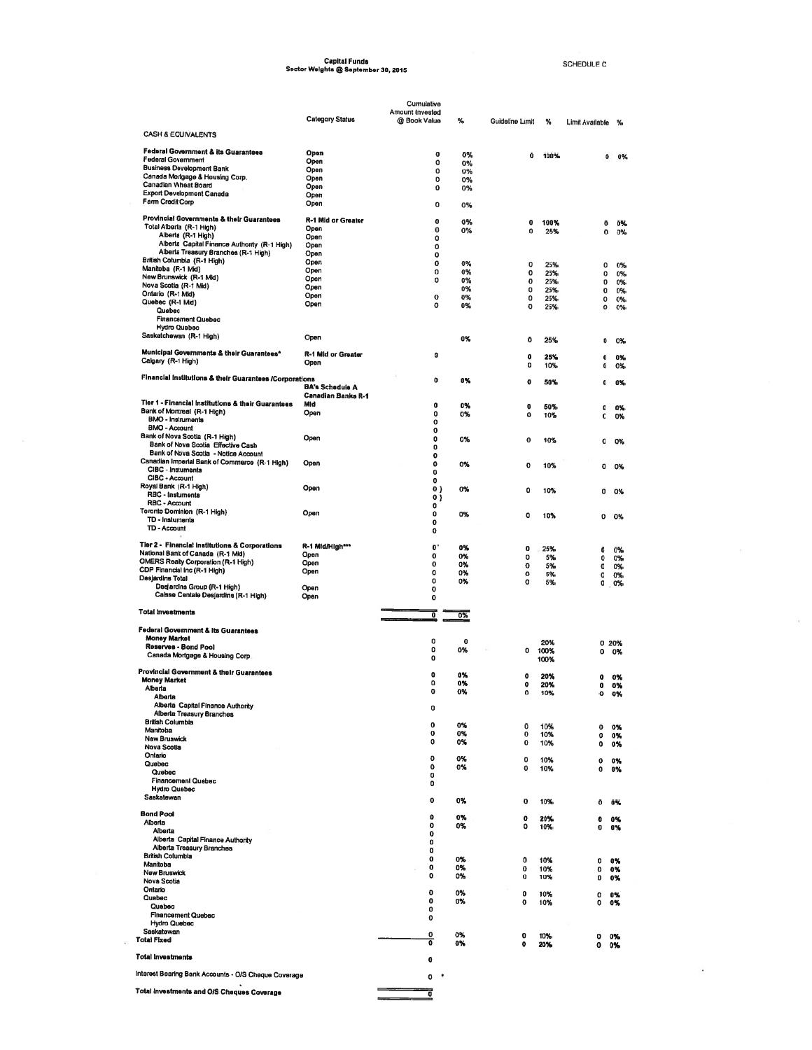# Capital Funds
## Sector Weights @ September 30, 2015

SCHEDULE C

| | Category Status | Cumulative Amount Invested @ Book Value | % | Guideline Limit | % | Limit Available | % |
|---|---|---|---|---|---|---|---|
| **CASH & EQUIVALENTS** | | | | | | | |
| **Federal Government & its Guarantees** | Open | 0 | 0% | 0 | 100% | 0 | 0% |
| Federal Government | Open | 0 | 0% | | | | |
| Business Development Bank | Open | 0 | 0% | | | | |
| Canada Mortgage & Housing Corp. | Open | 0 | 0% | | | | |
| Canadian Wheat Board | Open | 0 | 0% | | | | |
| Export Development Canada | Open | | | | | | |
| Farm Credit Corp | Open | 0 | 0% | | | | |
| **Provincial Governments & their Guarantees** | R-1 Mid or Greater | 0 | 0% | 0 | 100% | 0 | 0% |
| Total Alberta (R-1 High) | Open | 0 | 0% | 0 | 25% | 0 | 0% |
| Alberta (R-1 High) | Open | 0 | | | | | |
| Alberta Capital Finance Authority (R-1 High) | Open | 0 | | | | | |
| Alberta Treasury Branches (R-1 High) | Open | 0 | | | | | |
| British Columbia (R-1 High) | Open | 0 | 0% | 0 | 25% | 0 | 0% |
| Manitoba (R-1 Mid) | Open | 0 | 0% | 0 | 25% | 0 | 0% |
| New Brunswick (R-1 Mid) | Open | 0 | 0% | 0 | 25% | 0 | 0% |
| Nova Scotia (R-1 Mid) | Open | | 0% | 0 | 25% | 0 | 0% |
| Ontario (R-1 Mid) | Open | 0 | 0% | 0 | 25% | 0 | 0% |
| Quebec (R-1 Mid) | Open | 0 | 0% | 0 | 25% | 0 | 0% |
| Quebec | | | | | | | |
| Financement Quebec | | | | | | | |
| Hydro Quebec | | | | | | | |
| Saskatchewan (R-1 High) | Open | | 0% | 0 | 25% | 0 | 0% |
| **Municipal Governments & their Guarantees*** | R-1 Mid or Greater | 0 | | 0 | 25% | 0 | 0% |
| Calgary (R-1 High) | Open | | | 0 | 10% | 0 | 0% |
| **Financial Institutions & their Guarantees /Corporations** | BA's Schedule A Canadian Banks R-1 | 0 | 0% | 0 | 50% | 0 | 0% |
| **Tier 1 - Financial Institutions & their Guarantees** | Mid | 0 | 0% | 0 | 50% | 0 | 0% |
| Bank of Montreal (R-1 High) | Open | 0 | 0% | 0 | 10% | 0 | 0% |
| BMO - Instruments | | 0 | | | | | |
| BMO - Account | | 0 | | | | | |
| Bank of Nova Scotia (R-1 High) | Open | 0 | 0% | 0 | 10% | 0 | 0% |
| Bank of Nova Scotia Effective Cash | | 0 | | | | | |
| Bank of Nova Scotia - Notice Account | | 0 | | | | | |
| Canadian Imperial Bank of Commerce (R-1 High) | Open | 0 | 0% | 0 | 10% | 0 | 0% |
| CIBC - Instruments | | 0 | | | | | |
| CIBC - Account | | 0 | | | | | |
| Royal Bank (R-1 High) | Open | 0 } | 0% | 0 | 10% | 0 | 0% |
| RBC - Instuments | | 0 } | | | | | |
| RBC - Account | | 0 | | | | | |
| Toronto Dominion (R-1 High) | Open | 0 | 0% | 0 | 10% | 0 | 0% |
| TD - Instuments | | 0 | | | | | |
| TD - Account | | 0 | | | | | |
| **Tier 2 - Financial Institutions & Corporations** | R-1 Mid/High*** | 0 | 0% | 0 | 25% | 0 | 0% |
| National Bank of Canada (R-1 Mid) | Open | 0 | 0% | 0 | 5% | 0 | 0% |
| OMERS Realty Corporation (R-1 High) | Open | 0 | 0% | 0 | 5% | 0 | 0% |
| CDP Financial Inc (R-1 High) | Open | 0 | 0% | 0 | 5% | 0 | 0% |
| Desjardins Total | | 0 | 0% | 0 | 5% | 0 | 0% |
| Desjardins Group (R-1 High) | Open | 0 | | | | | |
| Caisse Centale Desjardins (R-1 High) | Open | 0 | | | | | |
| **Total Investments** | | 0 | 0% | | | | |
| **Federal Government & its Guarantees** | | | | | | | |
| **Money Market** | | 0 | 0 | | 20% | 0 | 20% |
| **Reserves - Bond Pool** | | 0 | 0% | 0 | 100% | 0 | 0% |
| Canada Mortgage & Housing Corp | | 0 | | | 100% | | |
| **Provincial Government & their Guarantees** | | 0 | 0% | 0 | 20% | 0 | 0% |
| **Money Market** | | 0 | 0% | 0 | 20% | 0 | 0% |
| Alberta | | 0 | 0% | 0 | 10% | 0 | 0% |
| Alberta | | | | | | | |
| Alberta Capital Finance Authority | | 0 | | | | | |
| Alberta Treasury Branches | | | | | | | |
| British Columbia | | 0 | 0% | 0 | 10% | 0 | 0% |
| Manitoba | | 0 | 0% | 0 | 10% | 0 | 0% |
| New Bruswick | | 0 | 0% | 0 | 10% | 0 | 0% |
| Nova Scotia | | | | | | | |
| Ontario | | 0 | 0% | 0 | 10% | 0 | 0% |
| Quebec | | 0 | 0% | 0 | 10% | 0 | 0% |
| Quebec | | 0 | | | | | |
| Financement Quebec | | 0 | | | | | |
| Hydro Quebec | | | | | | | |
| Saskatewan | | 0 | 0% | 0 | 10% | 0 | 0% |
| **Bond Pool** | | 0 | 0% | 0 | 20% | 0 | 0% |
| Alberta | | 0 | 0% | 0 | 10% | 0 | 0% |
| Alberta | | 0 | | | | | |
| Alberta Capital Finance Authority | | 0 | | | | | |
| Alberta Treasury Branches | | 0 | | | | | |
| British Columbia | | 0 | 0% | 0 | 10% | 0 | 0% |
| Manitoba | | 0 | 0% | 0 | 10% | 0 | 0% |
| New Brunswick | | 0 | 0% | 0 | 10% | 0 | 0% |
| Nova Scotia | | | | | | | |
| Ontario | | 0 | 0% | 0 | 10% | 0 | 0% |
| Quebec | | 0 | 0% | 0 | 10% | 0 | 0% |
| Quebec | | 0 | | | | | |
| Financement Quebec | | 0 | | | | | |
| Hydro Quebec | | | | | | | |
| Saskatewan | | 0 | 0% | 0 | 10% | 0 | 0% |
| **Total Fixed** | | 0 | 0% | 0 | 20% | 0 | 0% |
| **Total Investments** | | 0 | | | | | |
| Interest Bearing Bank Accounts - O/S Cheque Coverage | | 0 | | | | | |
| **Total Investments and O/S Cheques Coverage** | | 0 | | | | | |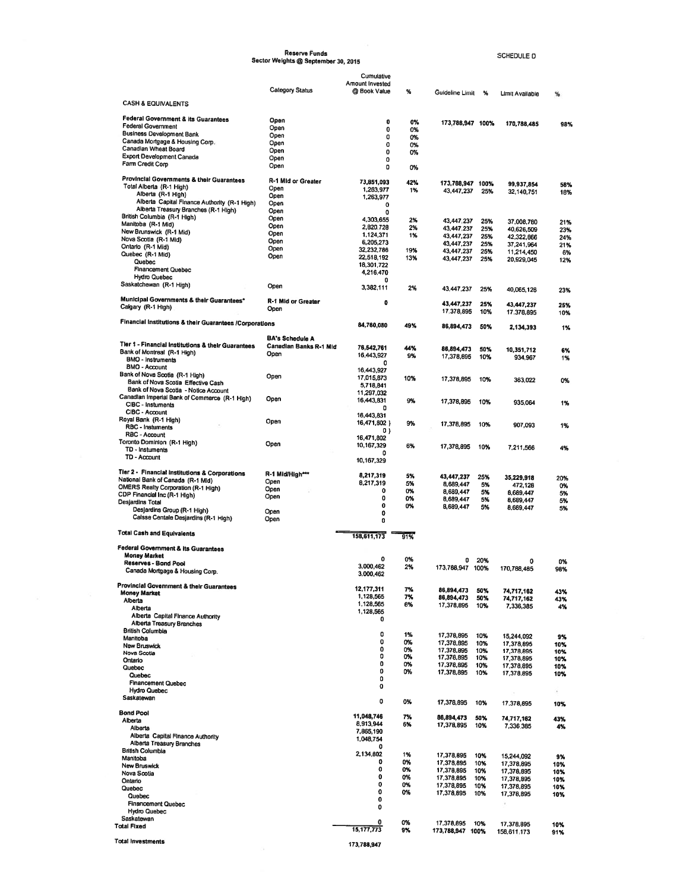# Reserve Funds
## Sector Weights @ September 30, 2015

SCHEDULE D

| | Category Status | Cumulative Amount Invested @ Book Value | % | Guideline Limit | % | Limit Available | % |
|---|---|---|---|---|---|---|---|
| **CASH & EQUIVALENTS** | | | | | | | |
| **Federal Government & its Guarantees** | Open | 0 | 0% | 173,788,947 | 100% | 170,788,485 | 98% |
| Federal Government | Open | 0 | 0% | | | | |
| Business Development Bank | Open | 0 | 0% | | | | |
| Canada Mortgage & Housing Corp. | Open | 0 | 0% | | | | |
| Canadian Wheat Board | Open | 0 | 0% | | | | |
| Export Development Canada | Open | 0 | | | | | |
| Farm Credit Corp | Open | 0 | 0% | | | | |
| **Provincial Governments & their Guarantees** | R-1 Mid or Greater | 73,851,093 | 42% | 173,788,947 | 100% | 99,937,854 | 58% |
| Total Alberta (R-1 High) | Open | 1,263,977 | 1% | 43,447,237 | 25% | 32,140,751 | 18% |
| Alberta (R-1 High) | Open | 1,263,977 | | | | | |
| Alberta Capital Finance Authority (R-1 High) | Open | 0 | | | | | |
| Alberta Treasury Branches (R-1 High) | Open | 0 | | | | | |
| British Columbia (R-1 High) | Open | 4,303,655 | 2% | 43,447,237 | 25% | 37,008,780 | 21% |
| Manitoba (R-1 Mid) | Open | 2,820,728 | 2% | 43,447,237 | 25% | 40,626,509 | 23% |
| New Brunswick (R-1 Mid) | Open | 1,124,371 | 1% | 43,447,237 | 25% | 42,322,866 | 24% |
| Nova Scotia (R-1 Mid) | Open | 6,205,273 | | 43,447,237 | 25% | 37,241,964 | 21% |
| Ontario (R-1 Mid) | Open | 32,232,786 | 19% | 43,447,237 | 25% | 11,214,450 | 6% |
| Quebec (R-1 Mid) | Open | 22,518,192 | 13% | 43,447,237 | 25% | 20,929,045 | 12% |
| Quebec | | 18,301,722 | | | | | |
| Financement Quebec | | 4,216,470 | | | | | |
| Hydro Quebec | | 0 | | | | | |
| Saskatchewan (R-1 High) | Open | 3,382,111 | 2% | 43,447,237 | 25% | 40,065,126 | 23% |
| **Municipal Governments & their Guarantees*** | R-1 Mid or Greater | 0 | | 43,447,237 | 25% | 43,447,237 | 25% |
| Calgary (R-1 High) | Open | | | 17,378,895 | 10% | 17,378,895 | 10% |
| **Financial Institutions & their Guarantees /Corporations** | | 84,760,080 | 49% | 86,894,473 | 50% | 2,134,393 | 1% |
| **Tier 1 - Financial Institutions & their Guarantees** | BA's Schedule A Canadian Banks R-1 Mid | 76,542,761 | 44% | 86,894,473 | 50% | 10,351,712 | 6% |
| Bank of Montreal (R-1 High) | Open | 16,443,927 | 9% | 17,378,895 | 10% | 934,967 | 1% |
| BMO - Instruments | | 0 | | | | | |
| BMO - Account | | 16,443,927 | | | | | |
| Bank of Nova Scotia (R-1 High) | Open | 17,015,873 | 10% | 17,378,895 | 10% | 363,022 | 0% |
| Bank of Nova Scotia Effective Cash | | 5,718,841 | | | | | |
| Bank of Nova Scotia - Notice Account | | 11,297,032 | | | | | |
| Canadian Imperial Bank of Commerce (R-1 High) | Open | 16,443,831 | 9% | 17,378,895 | 10% | 935,064 | 1% |
| CIBC - Instuments | | 0 | | | | | |
| CIBC - Account | | 16,443,831 | | | | | |
| Royal Bank (R-1 High) | Open | 16,471,802 } | 9% | 17,378,895 | 10% | 907,093 | 1% |
| RBC - Instuments | | 0 } | | | | | |
| RBC - Account | | 16,471,802 | | | | | |
| Toronto Dominion (R-1 High) | Open | 10,167,329 | 6% | 17,378,895 | 10% | 7,211,566 | 4% |
| TD - Instuments | | 0 | | | | | |
| TD - Account | | 10,167,329 | | | | | |
| **Tier 2 - Financial Institutions & Corporations** | R-1 Mid/High*** | 8,217,319 | 5% | 43,447,237 | 25% | 35,229,918 | 20% |
| National Bank of Canada (R-1 Mid) | Open | 8,217,319 | 5% | 8,689,447 | 5% | 472,128 | 0% |
| OMERS Realty Corporation (R-1 High) | Open | 0 | 0% | 8,689,447 | 5% | 8,689,447 | 5% |
| CDP Financial Inc (R-1 High) | Open | 0 | 0% | 8,689,447 | 5% | 8,689,447 | 5% |
| Desjardins Total | | 0 | 0% | 8,689,447 | 5% | 8,689,447 | 5% |
| Desjardins Group (R-1 High) | Open | 0 | | | | | |
| Caisse Centale Desjardins (R-1 High) | Open | 0 | | | | | |
| **Total Cash and Equivalents** | | 158,611,173 | 91% | | | | |
| **Federal Government & its Guarantees** | | | | | | | |
| **Money Market** | | 0 | 0% | 0 | 20% | 0 | 0% |
| **Reserves - Bond Pool** | | 3,000,462 | 2% | 173,788,947 | 100% | 170,788,485 | 98% |
| Canada Mortgage & Housing Corp. | | 3,000,462 | | | | | |
| **Provincial Government & their Guarantees** | | 12,177,311 | 7% | 86,894,473 | 50% | 74,717,162 | 43% |
| **Money Market** | | 1,128,565 | 7% | 86,894,473 | 50% | 74,717,162 | 43% |
| Alberta | | 1,128,565 | 6% | 17,378,895 | 10% | 7,336,385 | 4% |
| Alberta | | 1,128,565 | | | | | |
| Alberta Capital Finance Authority | | 0 | | | | | |
| Alberta Treasury Branches | | | | | | | |
| British Columbia | | 0 | 1% | 17,378,895 | 10% | 15,244,092 | 9% |
| Manitoba | | 0 | 0% | 17,378,895 | 10% | 17,378,895 | 10% |
| New Bruswick | | 0 | 0% | 17,378,895 | 10% | 17,378,895 | 10% |
| Nova Scotia | | 0 | 0% | 17,378,895 | 10% | 17,378,895 | 10% |
| Ontario | | 0 | 0% | 17,378,895 | 10% | 17,378,895 | 10% |
| Quebec | | 0 | 0% | 17,378,895 | 10% | 17,378,895 | 10% |
| Quebec | | 0 | | | | | |
| Financement Quebec | | 0 | | | | | |
| Hydro Quebec | | | | | | | |
| Saskatewan | | 0 | 0% | 17,378,895 | 10% | 17,378,895 | 10% |
| **Bond Pool** | | 11,048,746 | 7% | 86,894,473 | 50% | 74,717,162 | 43% |
| Alberta | | 8,913,944 | 6% | 17,378,895 | 10% | 7,336,385 | 4% |
| Alberta | | 7,865,190 | | | | | |
| Alberta Capital Finance Authority | | 1,048,754 | | | | | |
| Alberta Treasury Branches | | 0 | | | | | |
| British Columbia | | 2,134,802 | 1% | 17,378,895 | 10% | 15,244,092 | 9% |
| Manitoba | | 0 | 0% | 17,378,895 | 10% | 17,378,895 | 10% |
| New Bruswick | | 0 | 0% | 17,378,895 | 10% | 17,378,895 | 10% |
| Nova Scotia | | 0 | 0% | 17,378,895 | 10% | 17,378,895 | 10% |
| Ontario | | 0 | 0% | 17,378,895 | 10% | 17,378,895 | 10% |
| Quebec | | 0 | 0% | 17,378,895 | 10% | 17,378,895 | 10% |
| Quebec | | 0 | | | | | |
| Financement Quebec | | 0 | | | | | |
| Hydro Quebec | | | | | | | |
| Saskatewan | | 0 | 0% | 17,378,895 | 10% | 17,378,895 | 10% |
| **Total Fixed** | | 15,177,773 | 9% | 173,788,947 | 100% | 158,611,173 | 91% |
| **Total Investments** | | 173,788,947 | | | | | |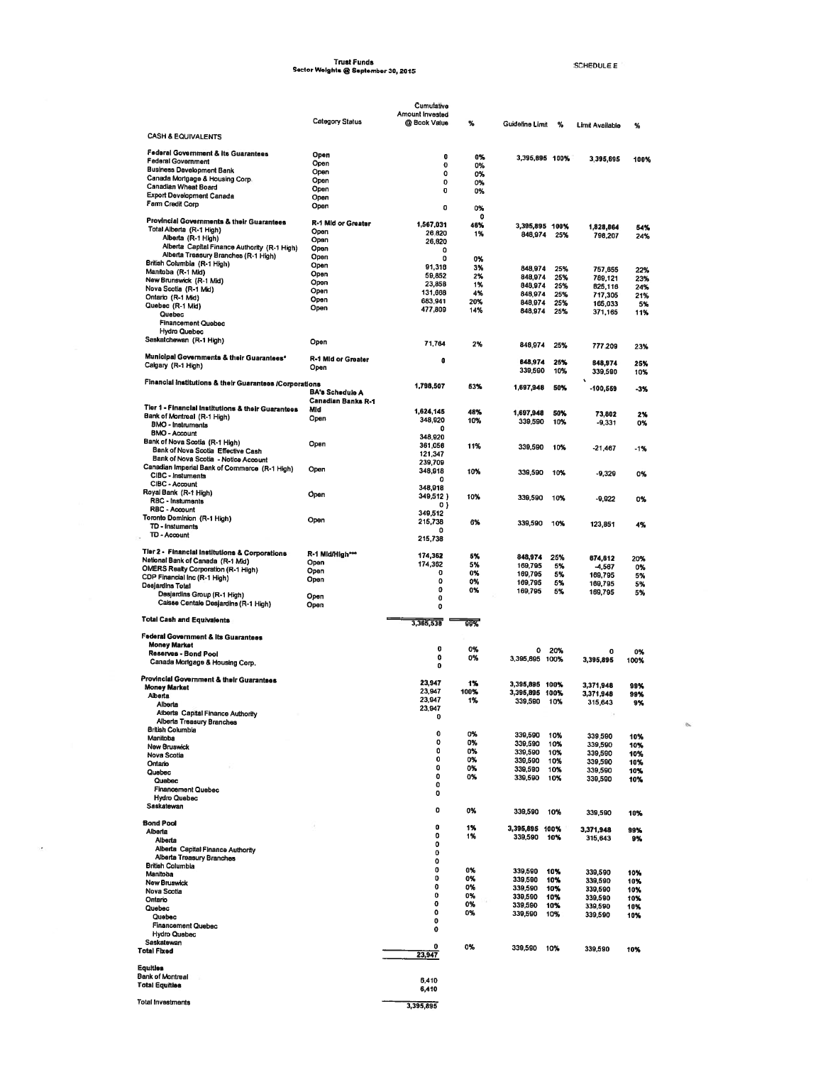# Trust Funds
## Sector Weights @ September 30, 2015

SCHEDULE E

| | Category Status | Cumulative Amount Invested @ Book Value | % | Guideline Limit | % | Limit Available | % |
|---|---|---|---|---|---|---|---|
| **CASH & EQUIVALENTS** | | | | | | | |
| **Federal Government & its Guarantees** | Open | 0 | 0% | 3,395,895 | 100% | 3,395,895 | 100% |
| Federal Government | Open | 0 | 0% | | | | |
| Business Development Bank | Open | 0 | 0% | | | | |
| Canada Mortgage & Housing Corp. | Open | 0 | 0% | | | | |
| Canadian Wheat Board | Open | 0 | 0% | | | | |
| Export Development Canada | Open | | | | | | |
| Farm Credit Corp | Open | 0 | 0% | | | | |
| | | 0 | | | | | |
| **Provincial Governments & their Guarantees** | R-1 Mid or Greater | 1,567,031 | 46% | 3,395,895 | 100% | 1,828,864 | 54% |
| Total Alberta (R-1 High) | Open | 26,820 | 1% | 848,974 | 25% | 798,207 | 24% |
| Alberta (R-1 High) | Open | 26,820 | | | | | |
| Alberta Capital Finance Authority (R-1 High) | Open | 0 | | | | | |
| Alberta Treasury Branches (R-1 High) | Open | 0 | 0% | | | | |
| British Columbia (R-1 High) | Open | 91,319 | 3% | 848,974 | 25% | 757,655 | 22% |
| Manitoba (R-1 Mid) | Open | 59,852 | 2% | 848,974 | 25% | 789,121 | 23% |
| New Brunswick (R-1 Mid) | Open | 23,858 | 1% | 848,974 | 25% | 825,116 | 24% |
| Nova Scotia (R-1 Mid) | Open | 131,668 | 4% | 848,974 | 25% | 717,305 | 21% |
| Ontario (R-1 Mid) | Open | 683,941 | 20% | 848,974 | 25% | 165,033 | 5% |
| Quebec (R-1 Mid) | Open | 477,809 | 14% | 848,974 | 25% | 371,165 | 11% |
| Quebec | | | | | | | |
| Financement Quebec | | | | | | | |
| Hydro Quebec | | | | | | | |
| Saskatchewan (R-1 High) | Open | 71,764 | 2% | 848,974 | 25% | 777,209 | 23% |
| **Municipal Governments & their Guarantees*** | R-1 Mid or Greater | 0 | | 848,974 | 25% | 848,974 | 25% |
| Calgary (R-1 High) | Open | | | 339,590 | 10% | 339,590 | 10% |
| **Financial Institutions & their Guarantees /Corporations** | BA's Schedule A Canadian Banks R-1 Mid | 1,798,507 | 53% | 1,697,948 | 50% | -100,559 | -3% |
| **Tier 1 - Financial Institutions & their Guarantees** | | 1,624,145 | 48% | 1,697,948 | 50% | 73,802 | 2% |
| Bank of Montreal (R-1 High) | Open | 348,920 | 10% | 339,590 | 10% | -9,331 | 0% |
| BMO - Instruments | | 0 | | | | | |
| BMO - Account | | 348,920 | | | | | |
| Bank of Nova Scotia (R-1 High) | Open | 361,056 | 11% | 339,590 | 10% | -21,467 | -1% |
| Bank of Nova Scotia Effective Cash | | 121,347 | | | | | |
| Bank of Nova Scotia - Notice Account | | 239,709 | | | | | |
| Canadian Imperial Bank of Commerce (R-1 High) | Open | 348,918 | 10% | 339,590 | 10% | -9,329 | 0% |
| CIBC - Instuments | | 0 | | | | | |
| CIBC - Account | | 348,918 | | | | | |
| Royal Bank (R-1 High) | Open | 349,512 | 10% | 339,590 | 10% | -9,922 | 0% |
| RBC - Instuments | | 0 | | | | | |
| RBC - Account | | 349,512 | | | | | |
| Toronto Dominion (R-1 High) | Open | 215,738 | 6% | 339,590 | 10% | 123,851 | 4% |
| TD - Instuments | | 0 | | | | | |
| TD - Account | | 215,738 | | | | | |
| **Tier 2 - Financial Institutions & Corporations** | R-1 Mid/High*** | 174,362 | 5% | 848,974 | 25% | 674,612 | 20% |
| National Bank of Canada (R-1 Mid) | Open | 174,362 | 5% | 169,795 | 5% | -4,567 | 0% |
| OMERS Realty Corporation (R-1 High) | Open | 0 | 0% | 169,795 | 5% | 169,795 | 5% |
| CDP Financial Inc (R-1 High) | Open | 0 | 0% | 169,795 | 5% | 169,795 | 5% |
| Desjardins Total | | 0 | 0% | 169,795 | 5% | 169,795 | 5% |
| Desjardins Group (R-1 High) | Open | 0 | | | | | |
| Caisse Centale Desjardins (R-1 High) | Open | 0 | | | | | |
| **Total Cash and Equivalents** | | 3,365,538 | 99% | | | | |
| **Federal Government & its Guarantees** | | | | | | | |
| **Money Market** | | 0 | 0% | 0 | 20% | 0 | 0% |
| **Reserves - Bond Pool** | | 0 | 0% | 3,395,895 | 100% | 3,395,895 | 100% |
| Canada Mortgage & Housing Corp. | | 0 | | | | | |
| **Provincial Government & their Guarantees** | | 23,947 | 1% | 3,395,895 | 100% | 3,371,948 | 99% |
| **Money Market** | | 23,947 | 100% | 3,395,895 | 100% | 3,371,948 | 99% |
| **Alberta** | | 23,947 | 1% | 339,590 | 10% | 315,643 | 9% |
| Alberta | | 23,947 | | | | | |
| Alberta Capital Finance Authority | | 0 | | | | | |
| Alberta Treasury Branches | | | | | | | |
| British Columbia | | 0 | 0% | 339,590 | 10% | 339,590 | 10% |
| Manitoba | | 0 | 0% | 339,590 | 10% | 339,590 | 10% |
| New Bruswick | | 0 | 0% | 339,590 | 10% | 339,590 | 10% |
| Nova Scotia | | 0 | 0% | 339,590 | 10% | 339,590 | 10% |
| Ontario | | 0 | 0% | 339,590 | 10% | 339,590 | 10% |
| Quebec | | 0 | 0% | 339,590 | 10% | 339,590 | 10% |
| Quebec | | 0 | | | | | |
| Financement Quebec | | 0 | | | | | |
| Hydro Quebec | | 0 | | | | | |
| Saskatewan | | 0 | 0% | 339,590 | 10% | 339,590 | 10% |
| **Bond Pool** | | | | | | | |
| **Alberta** | | 0 | 1% | 3,395,895 | 100% | 3,371,948 | 99% |
| Alberta | | 0 | 1% | 339,590 | 10% | 315,643 | 9% |
| Alberta Capital Finance Authority | | 0 | | | | | |
| Alberta Treasury Branches | | 0 | | | | | |
| British Columbia | | 0 | 0% | 339,590 | 10% | 339,590 | 10% |
| Manitoba | | 0 | 0% | 339,590 | 10% | 339,590 | 10% |
| New Bruswick | | 0 | 0% | 339,590 | 10% | 339,590 | 10% |
| Nova Scotia | | 0 | 0% | 339,590 | 10% | 339,590 | 10% |
| Ontario | | 0 | 0% | 339,590 | 10% | 339,590 | 10% |
| Quebec | | 0 | 0% | 339,590 | 10% | 339,590 | 10% |
| Quebec | | 0 | | | | | |
| Financement Quebec | | 0 | | | | | |
| Hydro Quebec | | | | | | | |
| Saskatewan | | 0 | 0% | 339,590 | 10% | 339,590 | 10% |
| **Total Fixed** | | 23,947 | | | | | |
| **Equities** | | | | | | | |
| Bank of Montreal | | 6,410 | | | | | |
| **Total Equities** | | 6,410 | | | | | |
| Total Investments | | 3,395,895 | | | | | |